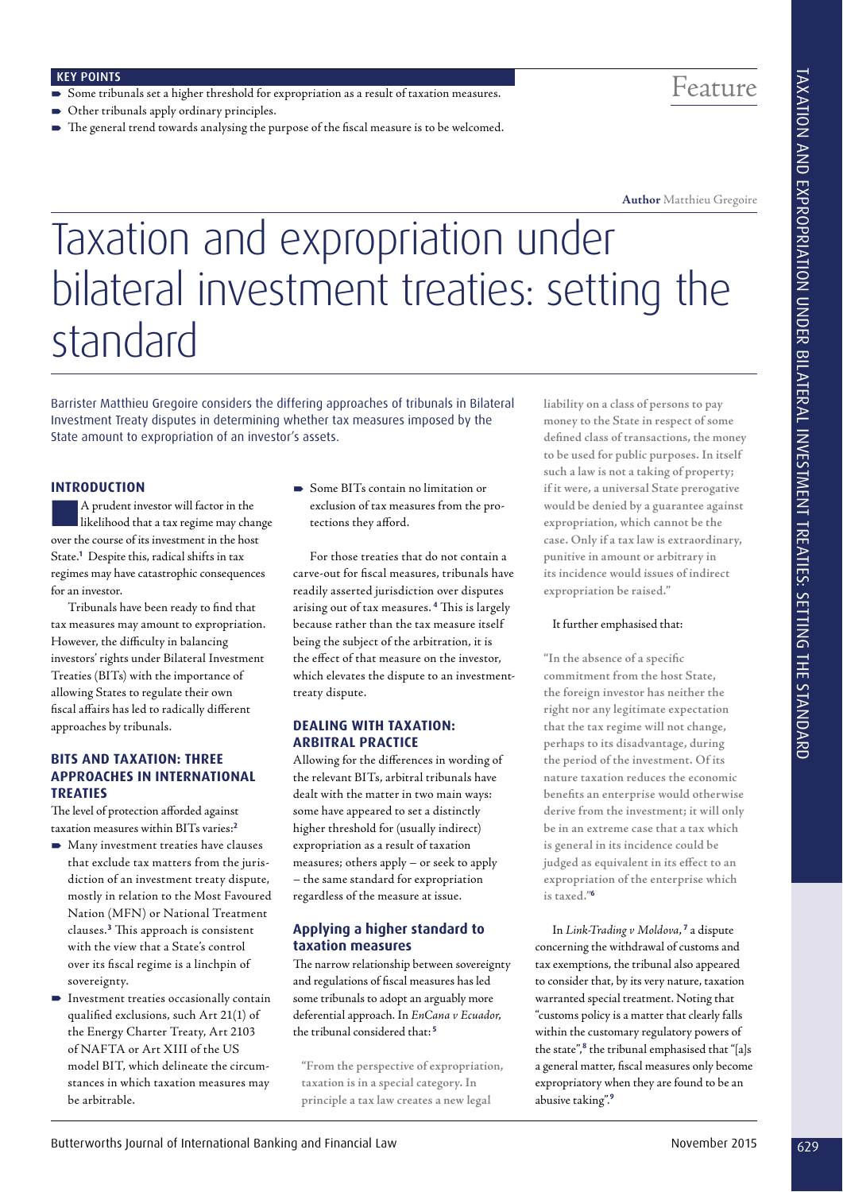**KEY POINTS**

- Some tribunals set a higher threshold for expropriation as a result of taxation measures.
- Other tribunals apply ordinary principles.
- The general trend towards analysing the purpose of the fiscal measure is to be welcomed.

Feature

**Author** Matthieu Gregoire

# Taxation and expropriation under bilateral investment treaties: setting the standard

Barrister Matthieu Gregoire considers the differing approaches of tribunals in Bilateral Investment Treaty disputes in determining whether tax measures imposed by the State amount to expropriation of an investor's assets.

## INTRODUCTION

A prudent investor will factor in the likelihood that a tax regime may change over the course of its investment in the host State.[1] Despite this, radical shifts in tax regimes may have catastrophic consequences for an investor.

Tribunals have been ready to find that tax measures may amount to expropriation. However, the difficulty in balancing investors' rights under Bilateral Investment Treaties (BITs) with the importance of allowing States to regulate their own fiscal affairs has led to radically different approaches by tribunals.

## BITS AND TAXATION: THREE APPROACHES IN INTERNATIONAL TREATIES

The level of protection afforded against taxation measures within BITs varies:[2]

- Many investment treaties have clauses that exclude tax matters from the jurisdiction of an investment treaty dispute, mostly in relation to the Most Favoured Nation (MFN) or National Treatment clauses.[3] This approach is consistent with the view that a State's control over its fiscal regime is a linchpin of sovereignty.
- Investment treaties occasionally contain qualified exclusions, such Art 21(1) of the Energy Charter Treaty, Art 2103 of NAFTA or Art XIII of the US model BIT, which delineate the circumstances in which taxation measures may be arbitrable.
- Some BITs contain no limitation or exclusion of tax measures from the protections they afford.

For those treaties that do not contain a carve-out for fiscal measures, tribunals have readily asserted jurisdiction over disputes arising out of tax measures.[4] This is largely because rather than the tax measure itself being the subject of the arbitration, it is the effect of that measure on the investor, which elevates the dispute to an investment-treaty dispute.

## DEALING WITH TAXATION: ARBITRAL PRACTICE

Allowing for the differences in wording of the relevant BITs, arbitral tribunals have dealt with the matter in two main ways: some have appeared to set a distinctly higher threshold for (usually indirect) expropriation as a result of taxation measures; others apply – or seek to apply – the same standard for expropriation regardless of the measure at issue.

### Applying a higher standard to taxation measures

The narrow relationship between sovereignty and regulations of fiscal measures has led some tribunals to adopt an arguably more deferential approach. In *EnCana v Ecuador*, the tribunal considered that:[5]

> **"From the perspective of expropriation, taxation is in a special category. In principle a tax law creates a new legal liability on a class of persons to pay money to the State in respect of some defined class of transactions, the money to be used for public purposes. In itself such a law is not a taking of property; if it were, a universal State prerogative would be denied by a guarantee against expropriation, which cannot be the case. Only if a tax law is extraordinary, punitive in amount or arbitrary in its incidence would issues of indirect expropriation be raised."**

It further emphasised that:

> **"In the absence of a specific commitment from the host State, the foreign investor has neither the right nor any legitimate expectation that the tax regime will not change, perhaps to its disadvantage, during the period of the investment. Of its nature taxation reduces the economic benefits an enterprise would otherwise derive from the investment; it will only be in an extreme case that a tax which is general in its incidence could be judged as equivalent in its effect to an expropriation of the enterprise which is taxed."**[6]

In *Link-Trading v Moldova*,[7] a dispute concerning the withdrawal of customs and tax exemptions, the tribunal also appeared to consider that, by its very nature, taxation warranted special treatment. Noting that "customs policy is a matter that clearly falls within the customary regulatory powers of the state",[8] the tribunal emphasised that "[a]s a general matter, fiscal measures only become expropriatory when they are found to be an abusive taking".[9]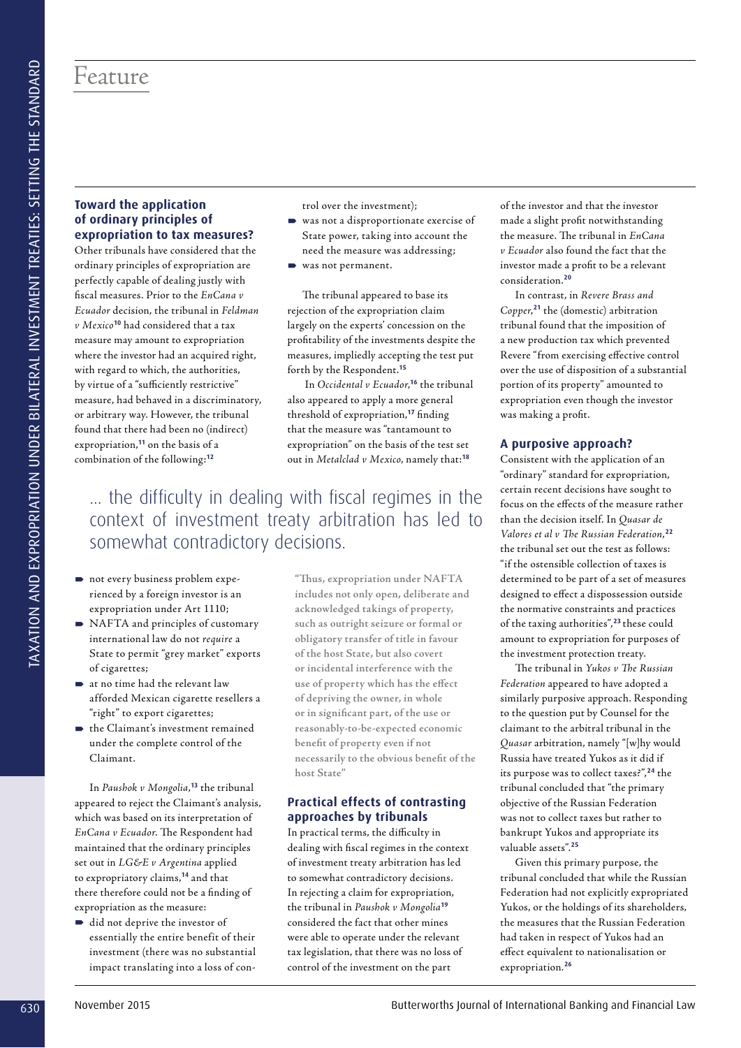## Toward the application of ordinary principles of expropriation to tax measures?

Other tribunals have considered that the ordinary principles of expropriation are perfectly capable of dealing justly with fiscal measures. Prior to the *EnCana v Ecuador* decision, the tribunal in *Feldman v Mexico*[10] had considered that a tax measure may amount to expropriation where the investor had an acquired right, with regard to which, the authorities, by virtue of a "sufficiently restrictive" measure, had behaved in a discriminatory, or arbitrary way. However, the tribunal found that there had been no (indirect) expropriation,[11] on the basis of a combination of the following:[12]

- not every business problem experienced by a foreign investor is an expropriation under Art 1110;
- NAFTA and principles of customary international law do not *require* a State to permit "grey market" exports of cigarettes;
- at no time had the relevant law afforded Mexican cigarette resellers a "right" to export cigarettes;
- the Claimant's investment remained under the complete control of the Claimant.

In *Paushok v Mongolia*,[13] the tribunal appeared to reject the Claimant's analysis, which was based on its interpretation of *EnCana v Ecuador*. The Respondent had maintained that the ordinary principles set out in *LG&E v Argentina* applied to expropriatory claims,[14] and that there therefore could not be a finding of expropriation as the measure:

- did not deprive the investor of essentially the entire benefit of their investment (there was no substantial impact translating into a loss of control over the investment);
- was not a disproportionate exercise of State power, taking into account the need the measure was addressing;
- was not permanent.

The tribunal appeared to base its rejection of the expropriation claim largely on the experts' concession on the profitability of the investments despite the measures, impliedly accepting the test put forth by the Respondent.[15]

In *Occidental v Ecuador*,[16] the tribunal also appeared to apply a more general threshold of expropriation,[17] finding that the measure was "tantamount to expropriation" on the basis of the test set out in *Metalclad v Mexico*, namely that:[18]

> "Thus, expropriation under NAFTA includes not only open, deliberate and acknowledged takings of property, such as outright seizure or formal or obligatory transfer of title in favour of the host State, but also covert or incidental interference with the use of property which has the effect of depriving the owner, in whole or in significant part, of the use or reasonably-to-be-expected economic benefit of property even if not necessarily to the obvious benefit of the host State"

## Practical effects of contrasting approaches by tribunals

In practical terms, the difficulty in dealing with fiscal regimes in the context of investment treaty arbitration has led to somewhat contradictory decisions. In rejecting a claim for expropriation, the tribunal in *Paushok v Mongolia*[19] considered the fact that other mines were able to operate under the relevant tax legislation, that there was no loss of control of the investment on the part of the investor and that the investor made a slight profit notwithstanding the measure. The tribunal in *EnCana v Ecuador* also found the fact that the investor made a profit to be a relevant consideration.[20]

In contrast, in *Revere Brass and Copper*,[21] the (domestic) arbitration tribunal found that the imposition of a new production tax which prevented Revere "from exercising effective control over the use of disposition of a substantial portion of its property" amounted to expropriation even though the investor was making a profit.

## A purposive approach?

Consistent with the application of an "ordinary" standard for expropriation, certain recent decisions have sought to focus on the effects of the measure rather than the decision itself. In *Quasar de Valores et al v The Russian Federation*,[22] the tribunal set out the test as follows: "if the ostensible collection of taxes is determined to be part of a set of measures designed to effect a dispossession outside the normative constraints and practices of the taxing authorities",[23] these could amount to expropriation for purposes of the investment protection treaty.

The tribunal in *Yukos v The Russian Federation* appeared to have adopted a similarly purposive approach. Responding to the question put by Counsel for the claimant to the arbitral tribunal in the *Quasar* arbitration, namely "[w]hy would Russia have treated Yukos as it did if its purpose was to collect taxes?",[24] the tribunal concluded that "the primary objective of the Russian Federation was not to collect taxes but rather to bankrupt Yukos and appropriate its valuable assets".[25]

Given this primary purpose, the tribunal concluded that while the Russian Federation had not explicitly expropriated Yukos, or the holdings of its shareholders, the measures that the Russian Federation had taken in respect of Yukos had an effect equivalent to nationalisation or expropriation.[26]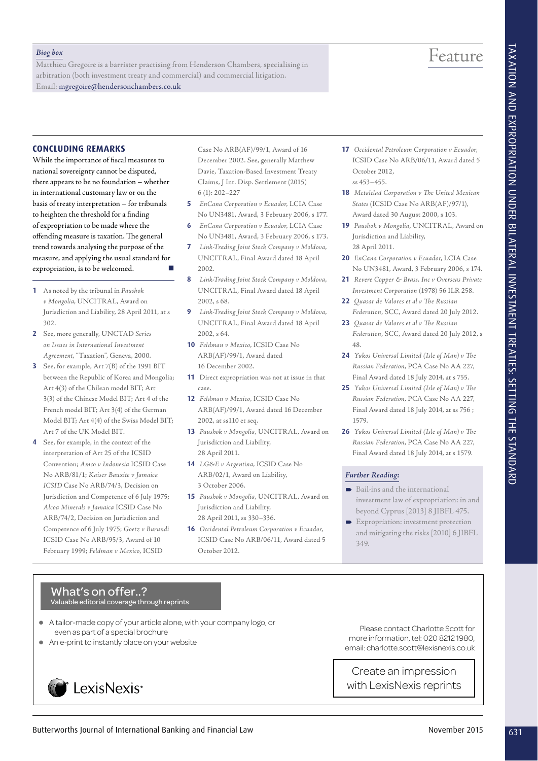*Biog box*

Matthieu Gregoire is a barrister practising from Henderson Chambers, specialising in arbitration (both investment treaty and commercial) and commercial litigation.
Email: mgregoire@hendersonchambers.co.uk

Feature

## CONCLUDING REMARKS

While the importance of fiscal measures to national sovereignty cannot be disputed, there appears to be no foundation – whether in international customary law or on the basis of treaty interpretation – for tribunals to heighten the threshold for a finding of expropriation to be made where the offending measure is taxation. The general trend towards analysing the purpose of the measure, and applying the usual standard for expropriation, is to be welcomed. ■

1. As noted by the tribunal in *Paushok v Mongolia*, UNCITRAL, Award on Jurisdiction and Liability, 28 April 2011, at s 302.
2. See, more generally, UNCTAD *Series on Issues in International Investment Agreement*, "Taxation", Geneva, 2000.
3. See, for example, Art 7(B) of the 1991 BIT between the Republic of Korea and Mongolia; Art 4(3) of the Chilean model BIT; Art 3(3) of the Chinese Model BIT; Art 4 of the French model BIT; Art 3(4) of the German Model BIT; Art 4(4) of the Swiss Model BIT; Art 7 of the UK Model BIT.
4. See, for example, in the context of the interpretation of Art 25 of the ICSID Convention; *Amco v Indonesia* ICSID Case No ARB/81/1; *Kaiser Bauxite v Jamaica ICSID* Case No ARB/74/3, Decision on Jurisdiction and Competence of 6 July 1975; *Alcoa Minerals v Jamaica* ICSID Case No ARB/74/2, Decision on Jurisdiction and Competence of 6 July 1975; *Goetz v Burundi* ICSID Case No ARB/95/3, Award of 10 February 1999; *Feldman v Mexico*, ICSID Case No ARB(AF)/99/1, Award of 16 December 2002. See, generally Matthew Davie, Taxation-Based Investment Treaty Claims, J Int. Disp. Settlement (2015) 6 (1): 202–227
5. *EnCana Corporation v Ecuador*, LCIA Case No UN3481, Award, 3 February 2006, s 177.
6. *EnCana Corporation v Ecuador*, LCIA Case No UN3481, Award, 3 February 2006, s 173.
7. *Link-Trading Joint Stock Company v Moldova*, UNCITRAL, Final Award dated 18 April 2002.
8. *Link-Trading Joint Stock Company v Moldova*, UNCITRAL, Final Award dated 18 April 2002, s 68.
9. *Link-Trading Joint Stock Company v Moldova*, UNCITRAL, Final Award dated 18 April 2002, s 64.
10. *Feldman v Mexico*, ICSID Case No ARB(AF)/99/1, Award dated 16 December 2002.
11. Direct expropriation was not at issue in that case.
12. *Feldman v Mexico*, ICSID Case No ARB(AF)/99/1, Award dated 16 December 2002, at ss110 et seq.
13. *Paushok v Mongolia*, UNCITRAL, Award on Jurisdiction and Liability, 28 April 2011.
14. *LG&E v Argentina*, ICSID Case No ARB/02/1, Award on Liability, 3 October 2006.
15. *Paushok v Mongolia*, UNCITRAL, Award on Jurisdiction and Liability, 28 April 2011, ss 330–336.
16. *Occidental Petroleum Corporation v Ecuador*, ICSID Case No ARB/06/11, Award dated 5 October 2012.
17. *Occidental Petroleum Corporation v Ecuador*, ICSID Case No ARB/06/11, Award dated 5 October 2012, ss 453–455.
18. *Metalclad Corporation v The United Mexican States* (ICSID Case No ARB(AF)/97/1), Award dated 30 August 2000, s 103.
19. *Paushok v Mongolia*, UNCITRAL, Award on Jurisdiction and Liability, 28 April 2011.
20. *EnCana Corporation v Ecuador*, LCIA Case No UN3481, Award, 3 February 2006, s 174.
21. *Revere Copper & Brass, Inc v Overseas Private Investment Corporation* (1978) 56 ILR 258.
22. *Quasar de Valores et al v The Russian Federation*, SCC, Award dated 20 July 2012.
23. *Quasar de Valores et al v The Russian Federation*, SCC, Award dated 20 July 2012, s 48.
24. *Yukos Universal Limited (Isle of Man) v The Russian Federation*, PCA Case No AA 227, Final Award dated 18 July 2014, at s 755.
25. *Yukos Universal Limited (Isle of Man) v The Russian Federation*, PCA Case No AA 227, Final Award dated 18 July 2014, at ss 756 ; 1579.
26. *Yukos Universal Limited (Isle of Man) v The Russian Federation*, PCA Case No AA 227, Final Award dated 18 July 2014, at s 1579.

***Further Reading:***

- Bail-ins and the international investment law of expropriation: in and beyond Cyprus [2013] 8 JIBFL 475.
- Expropriation: investment protection and mitigating the risks [2010] 6 JIBFL 349.

What's on offer..?
Valuable editorial coverage through reprints

- A tailor-made copy of your article alone, with your company logo, or even as part of a special brochure
- An e-print to instantly place on your website

Please contact Charlotte Scott for more information, tel: 020 8212 1980, email: charlotte.scott@lexisnexis.co.uk

Create an impression with LexisNexis reprints

LexisNexis